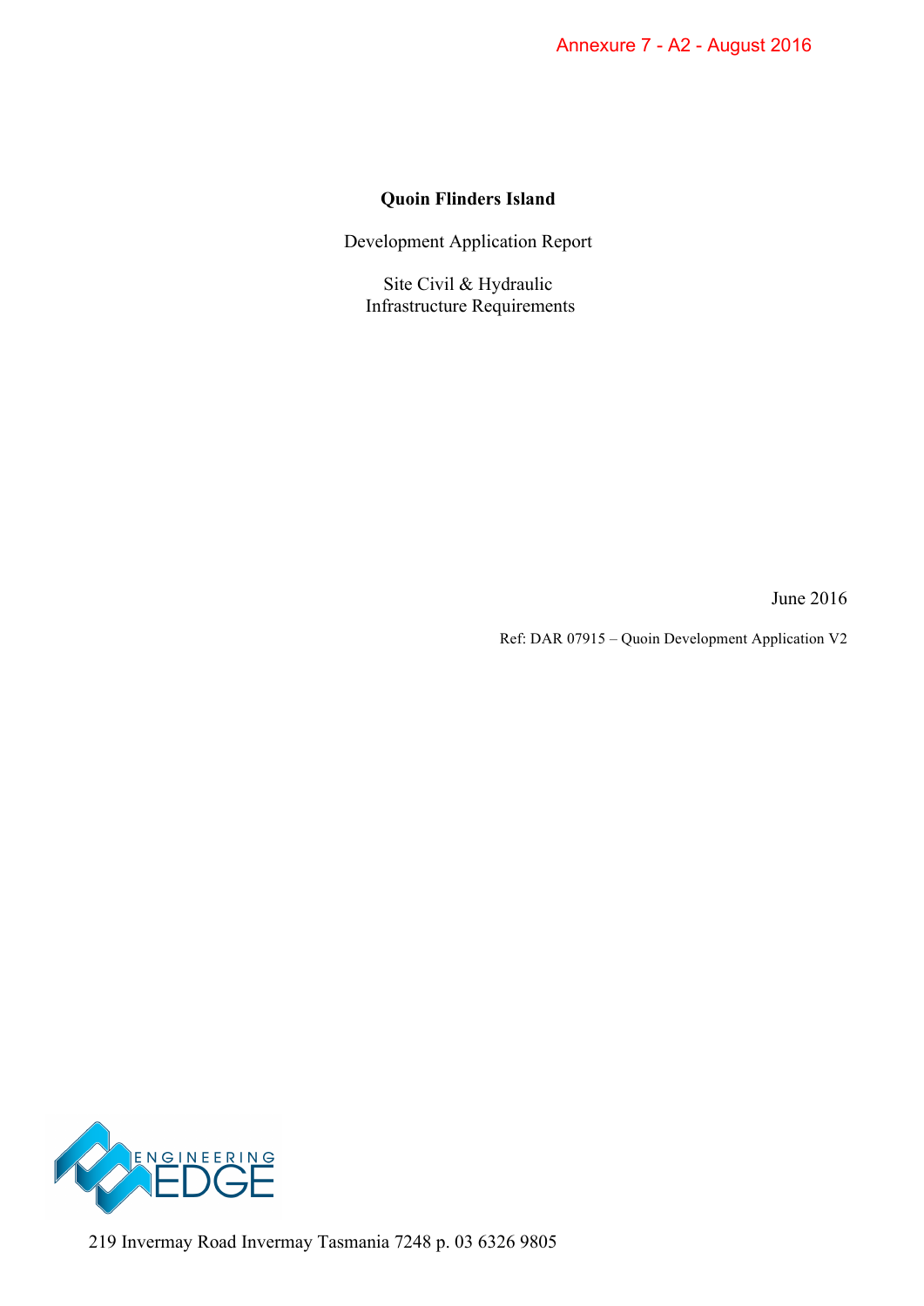Annexure 7 - A2 - August 2016

# Quoin Flinders Island

Development Application Report

Site Civil & Hydraulic
Infrastructure Requirements

June 2016

Ref: DAR 07915 – Quoin Development Application V2

ENGINEERING EDGE

219 Invermay Road Invermay Tasmania 7248 p. 03 6326 9805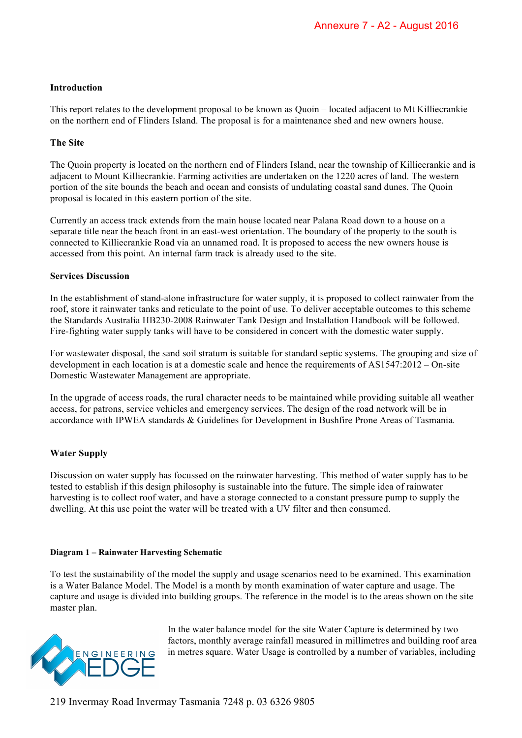### Introduction

This report relates to the development proposal to be known as Quoin – located adjacent to Mt Killiecrankie on the northern end of Flinders Island. The proposal is for a maintenance shed and new owners house.

### The Site

The Quoin property is located on the northern end of Flinders Island, near the township of Killiecrankie and is adjacent to Mount Killiecrankie. Farming activities are undertaken on the 1220 acres of land. The western portion of the site bounds the beach and ocean and consists of undulating coastal sand dunes. The Quoin proposal is located in this eastern portion of the site.

Currently an access track extends from the main house located near Palana Road down to a house on a separate title near the beach front in an east-west orientation. The boundary of the property to the south is connected to Killiecrankie Road via an unnamed road. It is proposed to access the new owners house is accessed from this point. An internal farm track is already used to the site.

### Services Discussion

In the establishment of stand-alone infrastructure for water supply, it is proposed to collect rainwater from the roof, store it rainwater tanks and reticulate to the point of use. To deliver acceptable outcomes to this scheme the Standards Australia HB230-2008 Rainwater Tank Design and Installation Handbook will be followed. Fire-fighting water supply tanks will have to be considered in concert with the domestic water supply.

For wastewater disposal, the sand soil stratum is suitable for standard septic systems. The grouping and size of development in each location is at a domestic scale and hence the requirements of AS1547:2012 – On-site Domestic Wastewater Management are appropriate.

In the upgrade of access roads, the rural character needs to be maintained while providing suitable all weather access, for patrons, service vehicles and emergency services. The design of the road network will be in accordance with IPWEA standards & Guidelines for Development in Bushfire Prone Areas of Tasmania.

### Water Supply

Discussion on water supply has focussed on the rainwater harvesting. This method of water supply has to be tested to establish if this design philosophy is sustainable into the future. The simple idea of rainwater harvesting is to collect roof water, and have a storage connected to a constant pressure pump to supply the dwelling. At this use point the water will be treated with a UV filter and then consumed.

**Diagram 1 – Rainwater Harvesting Schematic**

To test the sustainability of the model the supply and usage scenarios need to be examined. This examination is a Water Balance Model. The Model is a month by month examination of water capture and usage. The capture and usage is divided into building groups. The reference in the model is to the areas shown on the site master plan.

In the water balance model for the site Water Capture is determined by two factors, monthly average rainfall measured in millimetres and building roof area in metres square. Water Usage is controlled by a number of variables, including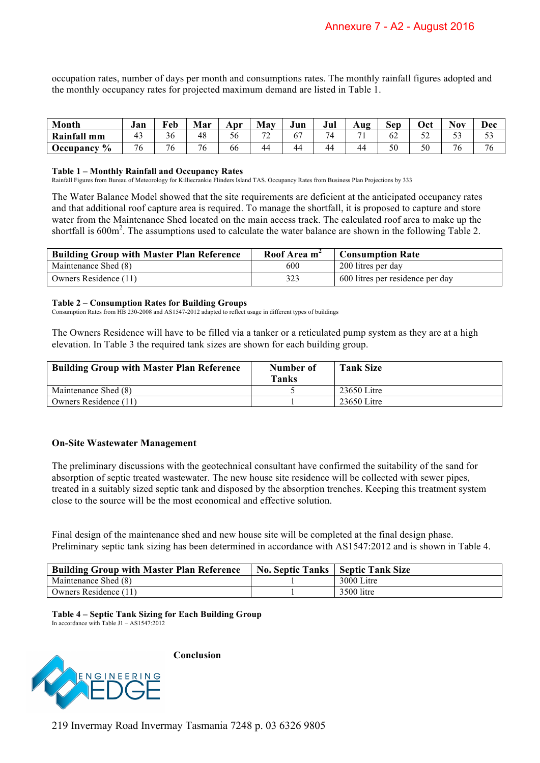occupation rates, number of days per month and consumptions rates. The monthly rainfall figures adopted and the monthly occupancy rates for projected maximum demand are listed in Table 1.

| Month | Jan | Feb | Mar | Apr | May | Jun | Jul | Aug | Sep | Oct | Nov | Dec |
|---|---|---|---|---|---|---|---|---|---|---|---|---|
| Rainfall mm | 43 | 36 | 48 | 56 | 72 | 67 | 74 | 71 | 62 | 52 | 53 | 53 |
| Occupancy % | 76 | 76 | 76 | 66 | 44 | 44 | 44 | 44 | 50 | 50 | 76 | 76 |

**Table 1 – Monthly Rainfall and Occupancy Rates**
Rainfall Figures from Bureau of Meteorology for Killiecrankie Flinders Island TAS. Occupancy Rates from Business Plan Projections by 333

The Water Balance Model showed that the site requirements are deficient at the anticipated occupancy rates and that additional roof capture area is required. To manage the shortfall, it is proposed to capture and store water from the Maintenance Shed located on the main access track. The calculated roof area to make up the shortfall is 600m$^2$. The assumptions used to calculate the water balance are shown in the following Table 2.

| Building Group with Master Plan Reference | Roof Area m$^2$ | Consumption Rate |
|---|---|---|
| Maintenance Shed (8) | 600 | 200 litres per day |
| Owners Residence (11) | 323 | 600 litres per residence per day |

**Table 2 – Consumption Rates for Building Groups**
Consumption Rates from HB 230-2008 and AS1547-2012 adapted to reflect usage in different types of buildings

The Owners Residence will have to be filled via a tanker or a reticulated pump system as they are at a high elevation. In Table 3 the required tank sizes are shown for each building group.

| Building Group with Master Plan Reference | Number of Tanks | Tank Size |
|---|---|---|
| Maintenance Shed (8) | 5 | 23650 Litre |
| Owners Residence (11) | 1 | 23650 Litre |

**On-Site Wastewater Management**

The preliminary discussions with the geotechnical consultant have confirmed the suitability of the sand for absorption of septic treated wastewater. The new house site residence will be collected with sewer pipes, treated in a suitably sized septic tank and disposed by the absorption trenches. Keeping this treatment system close to the source will be the most economical and effective solution.

Final design of the maintenance shed and new house site will be completed at the final design phase. Preliminary septic tank sizing has been determined in accordance with AS1547:2012 and is shown in Table 4.

| Building Group with Master Plan Reference | No. Septic Tanks | Septic Tank Size |
|---|---|---|
| Maintenance Shed (8) | 1 | 3000 Litre |
| Owners Residence (11) | 1 | 3500 litre |

**Table 4 – Septic Tank Sizing for Each Building Group**
In accordance with Table J1 – AS1547:2012

**Conclusion**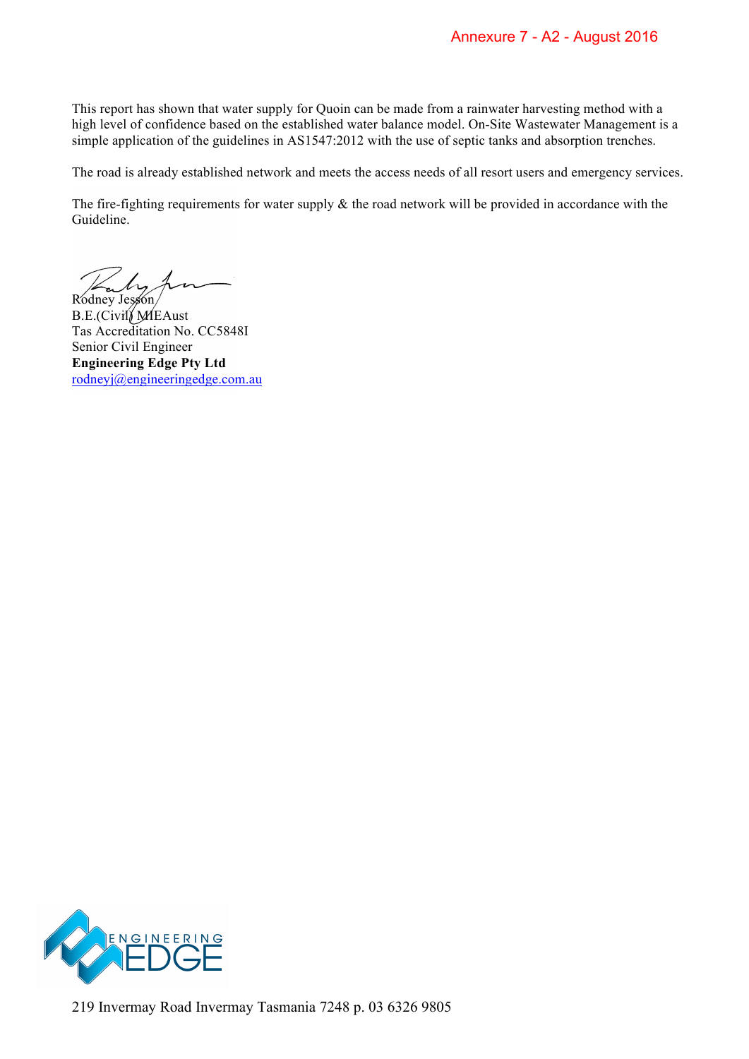This report has shown that water supply for Quoin can be made from a rainwater harvesting method with a high level of confidence based on the established water balance model. On-Site Wastewater Management is a simple application of the guidelines in AS1547:2012 with the use of septic tanks and absorption trenches.

The road is already established network and meets the access needs of all resort users and emergency services.

The fire-fighting requirements for water supply & the road network will be provided in accordance with the Guideline.

Rodney Jesson
B.E.(Civil) MIEAust
Tas Accreditation No. CC5848I
Senior Civil Engineer
**Engineering Edge Pty Ltd**
rodneyj@engineeringedge.com.au

ENGINEERING EDGE

219 Invermay Road Invermay Tasmania 7248 p. 03 6326 9805